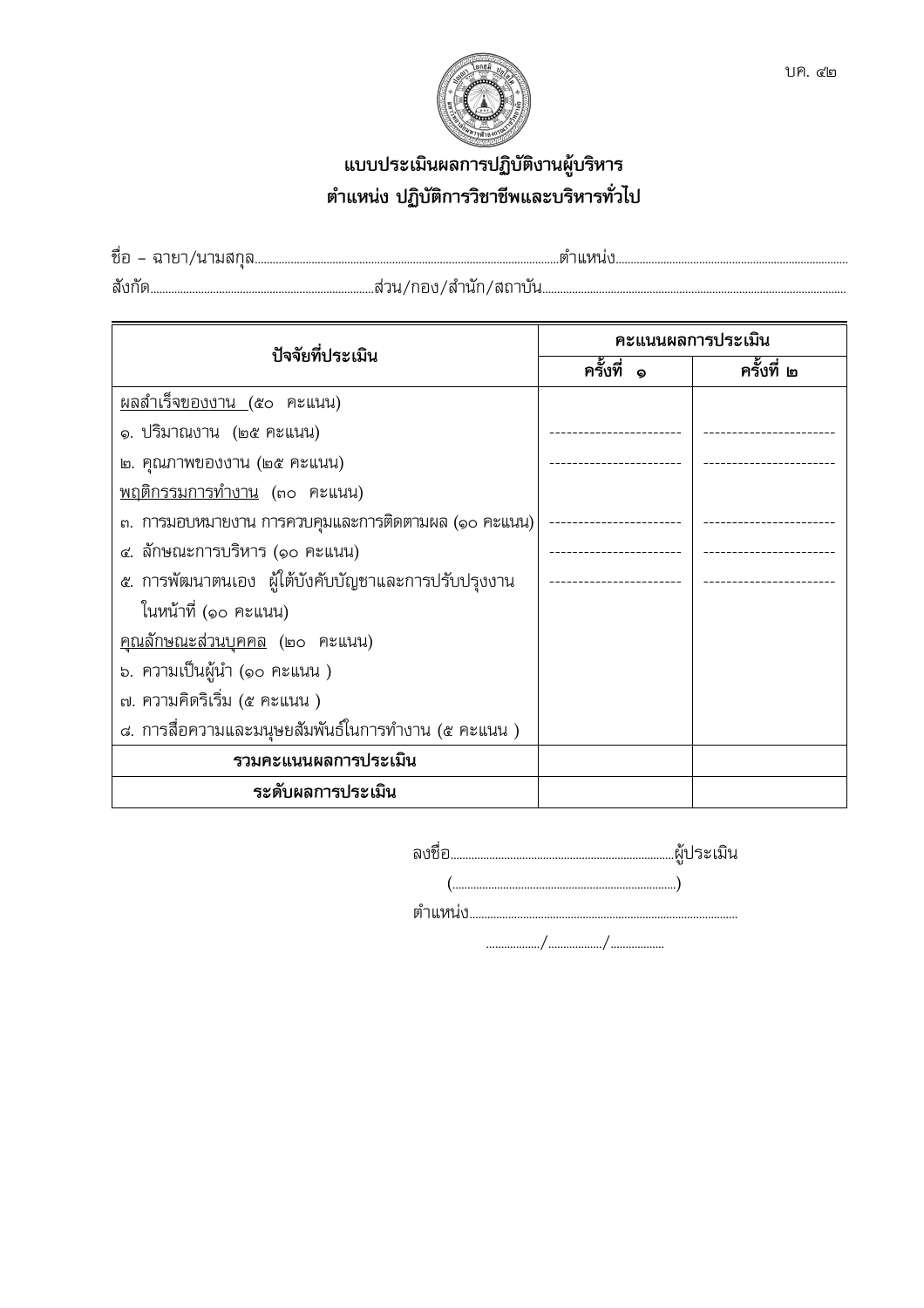บค. ๔๒

# แบบประเมินผลการปฏิบัติงานผู้บริหาร
## ตำแหน่ง ปฏิบัติการวิชาชีพและบริหารทั่วไป

ชื่อ – ฉายา/นามสกุล..........................................................................................ตำแหน่ง.............................................................................

สังกัด.........................................................................ส่วน/กอง/สำนัก/สถาบัน...................................................................................................

| ปัจจัยที่ประเมิน | คะแนนผลการประเมิน | |
|---|---|---|
| | ครั้งที่ ๑ | ครั้งที่ ๒ |
| <u>ผลสำเร็จของงาน</u> (๕๐ คะแนน) | | |
| ๑. ปริมาณงาน (๒๕ คะแนน) | ---------------------- | ---------------------- |
| ๒. คุณภาพของงาน (๒๕ คะแนน) | ---------------------- | ---------------------- |
| <u>พฤติกรรมการทำงาน</u> (๓๐ คะแนน) | | |
| ๓. การมอบหมายงาน การควบคุมและการติดตามผล (๑๐ คะแนน) | ---------------------- | ---------------------- |
| ๔. ลักษณะการบริหาร (๑๐ คะแนน) | ---------------------- | ---------------------- |
| ๕. การพัฒนาตนเอง ผู้ใต้บังคับบัญชาและการปรับปรุงงานในหน้าที่ (๑๐ คะแนน) | ---------------------- | ---------------------- |
| <u>คุณลักษณะส่วนบุคคล</u> (๒๐ คะแนน) | | |
| ๖. ความเป็นผู้นำ (๑๐ คะแนน ) | | |
| ๗. ความคิดริเริ่ม (๕ คะแนน ) | | |
| ๘. การสื่อความและมนุษยสัมพันธ์ในการทำงาน (๕ คะแนน ) | | |
| **รวมคะแนนผลการประเมิน** | | |
| **ระดับผลการประเมิน** | | |

ลงชื่อ..........................................................................ผู้ประเมิน

(..........................................................................)

ตำแหน่ง.........................................................................................

................./................./.................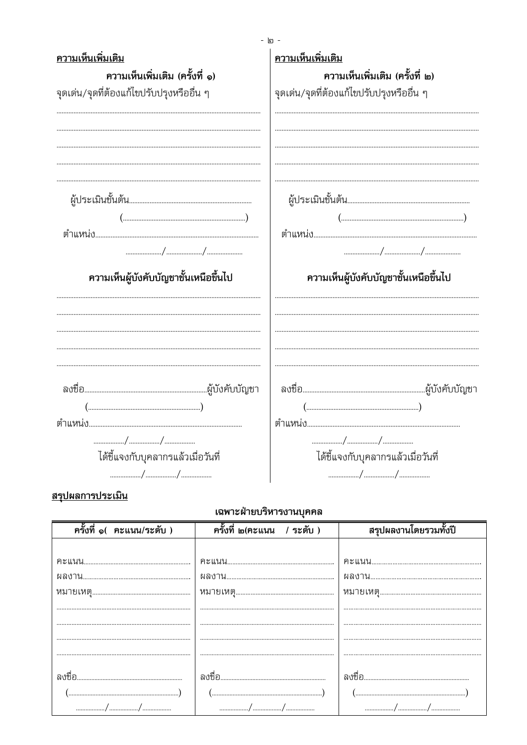**ความเห็นเพิ่มเติม**

### ความเห็นเพิ่มเติม (ครั้งที่ ๑)

จุดเด่น/จุดที่ต้องแก้ไขปรับปรุงหรืออื่น ๆ

..........................................................................................................

..........................................................................................................

..........................................................................................................

..........................................................................................................

..........................................................................................................

ผู้ประเมินขั้นต้น..........................................................................

(..........................................................................)

ตำแหน่ง..........................................................................................

................../................../..................

### ความเห็นผู้บังคับบัญชาชั้นเหนือขึ้นไป

..........................................................................................................

..........................................................................................................

..........................................................................................................

..........................................................................................................

..........................................................................................................

ลงชื่อ..........................................................................ผู้บังคับบัญชา

(..........................................................................)

ตำแหน่ง..........................................................................................

................../................../..................

ได้ชี้แจงกับบุคลากรแล้วเมื่อวันที่

................../................../..................

**ความเห็นเพิ่มเติม**

### ความเห็นเพิ่มเติม (ครั้งที่ ๒)

จุดเด่น/จุดที่ต้องแก้ไขปรับปรุงหรืออื่น ๆ

..........................................................................................................

..........................................................................................................

..........................................................................................................

..........................................................................................................

..........................................................................................................

ผู้ประเมินขั้นต้น..........................................................................

(..........................................................................)

ตำแหน่ง..........................................................................................

................../................../..................

### ความเห็นผู้บังคับบัญชาชั้นเหนือขึ้นไป

..........................................................................................................

..........................................................................................................

..........................................................................................................

..........................................................................................................

..........................................................................................................

ลงชื่อ..........................................................................ผู้บังคับบัญชา

(..........................................................................)

ตำแหน่ง..........................................................................................

................../................../..................

ได้ชี้แจงกับบุคลากรแล้วเมื่อวันที่

................../................../..................

**สรุปผลการประเมิน**

**เฉพาะฝ่ายบริหารงานบุคคล**

| ครั้งที่ ๑( คะแนน/ระดับ ) | ครั้งที่ ๒(คะแนน / ระดับ ) | สรุปผลงานโดยรวมทั้งปี |
|---|---|---|
| คะแนน.................................... | คะแนน.................................... | คะแนน.................................... |
| ผลงาน.................................... | ผลงาน.................................... | ผลงาน.................................... |
| หมายเหตุ.................................. | หมายเหตุ.................................. | หมายเหตุ.................................. |
| .............................................. | .............................................. | .............................................. |
| .............................................. | .............................................. | .............................................. |
| .............................................. | .............................................. | .............................................. |
| .............................................. | .............................................. | .............................................. |
| ลงชื่อ.......................................... | ลงชื่อ.......................................... | ลงชื่อ.......................................... |
| (..........................................) | (..........................................) | (..........................................) |
| ................/................/................ | ................/................/................ | ................/................/................ |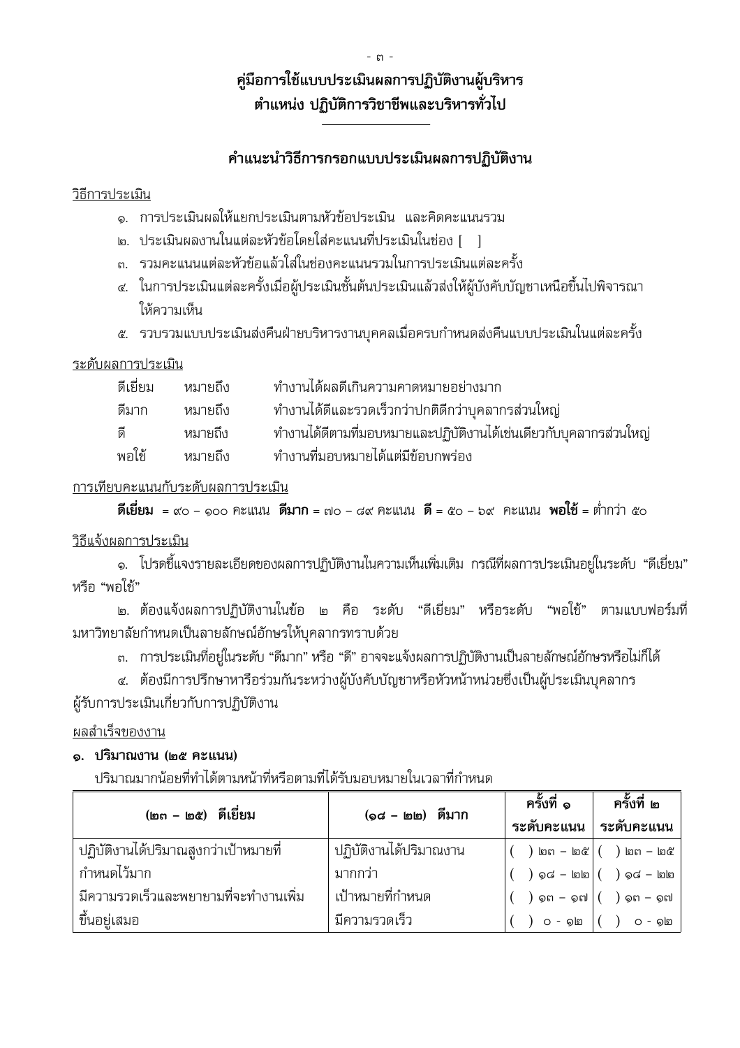# คู่มือการใช้แบบประเมินผลการปฏิบัติงานผู้บริหาร
# ตำแหน่ง ปฏิบัติการวิชาชีพและบริหารทั่วไป

## คำแนะนำวิธีการกรอกแบบประเมินผลการปฏิบัติงาน

<u>วิธีการประเมิน</u>

๑. การประเมินผลให้แยกประเมินตามหัวข้อประเมิน และคิดคะแนนรวม
๒. ประเมินผลงานในแต่ละหัวข้อโดยใส่คะแนนที่ประเมินในช่อง [ ]
๓. รวมคะแนนแต่ละหัวข้อแล้วใส่ในช่องคะแนนรวมในการประเมินแต่ละครั้ง
๔. ในการประเมินแต่ละครั้งเมื่อผู้ประเมินชั้นต้นประเมินแล้วส่งให้ผู้บังคับบัญชาเหนือขึ้นไปพิจารณาให้ความเห็น
๕. รวบรวมแบบประเมินส่งคืนฝ่ายบริหารงานบุคคลเมื่อครบกำหนดส่งคืนแบบประเมินในแต่ละครั้ง

<u>ระดับผลการประเมิน</u>

| | | |
|---|---|---|
| ดีเยี่ยม | หมายถึง | ทำงานได้ผลดีเกินความคาดหมายอย่างมาก |
| ดีมาก | หมายถึง | ทำงานได้ดีและรวดเร็วกว่าปกติดีกว่าบุคลากรส่วนใหญ่ |
| ดี | หมายถึง | ทำงานได้ดีตามที่มอบหมายและปฏิบัติงานได้เช่นเดียวกับบุคลากรส่วนใหญ่ |
| พอใช้ | หมายถึง | ทำงานที่มอบหมายได้แต่มีข้อบกพร่อง |

<u>การเทียบคะแนนกับระดับผลการประเมิน</u>

**ดีเยี่ยม** = ๙๐ – ๑๐๐ คะแนน **ดีมาก** = ๗๐ – ๘๙ คะแนน **ดี** = ๕๐ – ๖๙ คะแนน **พอใช้** = ต่ำกว่า ๕๐

<u>วิธีแจ้งผลการประเมิน</u>

๑. โปรดชี้แจงรายละเอียดของผลการปฏิบัติงานในความเห็นเพิ่มเติม กรณีที่ผลการประเมินอยู่ในระดับ “ดีเยี่ยม” หรือ “พอใช้”

๒. ต้องแจ้งผลการปฏิบัติงานในข้อ ๒ คือ ระดับ “ดีเยี่ยม” หรือระดับ “พอใช้” ตามแบบฟอร์มที่มหาวิทยาลัยกำหนดเป็นลายลักษณ์อักษรให้บุคลากรทราบด้วย

๓. การประเมินที่อยู่ในระดับ “ดีมาก” หรือ “ดี” อาจจะแจ้งผลการปฏิบัติงานเป็นลายลักษณ์อักษรหรือไม่ก็ได้

๔. ต้องมีการปรึกษาหารือร่วมกันระหว่างผู้บังคับบัญชาหรือหัวหน้าหน่วยซึ่งเป็นผู้ประเมินบุคลากรผู้รับการประเมินเกี่ยวกับการปฏิบัติงาน

<u>ผลสำเร็จของงาน</u>

### ๑. ปริมาณงาน (๒๕ คะแนน)

ปริมาณมากน้อยที่ทำได้ตามหน้าที่หรือตามที่ได้รับมอบหมายในเวลาที่กำหนด

| (๒๓ – ๒๕) ดีเยี่ยม | (๑๘ – ๒๒) ดีมาก | ครั้งที่ ๑ ระดับคะแนน | ครั้งที่ ๒ ระดับคะแนน |
|---|---|---|---|
| ปฏิบัติงานได้ปริมาณสูงกว่าเป้าหมายที่ | ปฏิบัติงานได้ปริมาณงาน | ( ) ๒๓ – ๒๕ | ( ) ๒๓ – ๒๕ |
| กำหนดไว้มาก | มากกว่า | ( ) ๑๘ – ๒๒ | ( ) ๑๘ – ๒๒ |
| มีความรวดเร็วและพยายามที่จะทำงานเพิ่ม | เป้าหมายที่กำหนด | ( ) ๑๓ – ๑๗ | ( ) ๑๓ – ๑๗ |
| ขึ้นอยู่เสมอ | มีความรวดเร็ว | ( ) ๐ - ๑๒ | ( ) ๐ - ๑๒ |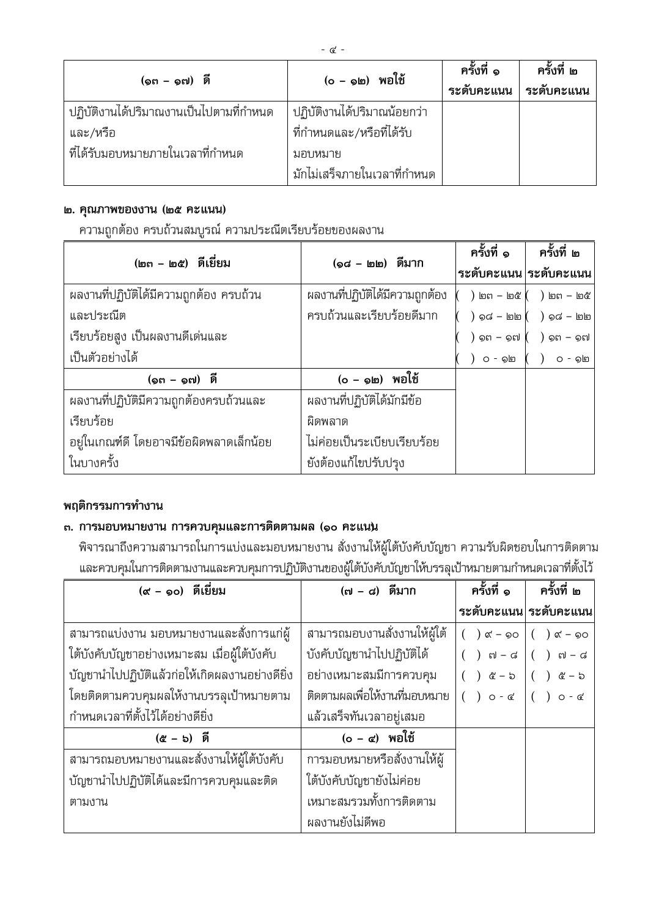| (๑๓ – ๑๗) ดี | (๐ – ๑๒) พอใช้ | ครั้งที่ ๑ ระดับคะแนน | ครั้งที่ ๒ ระดับคะแนน |
|---|---|---|---|
| ปฏิบัติงานได้ปริมาณงานเป็นไปตามที่กำหนด และ/หรือ ที่ได้รับมอบหมายภายในเวลาที่กำหนด | ปฏิบัติงานได้ปริมาณน้อยกว่าที่กำหนดและ/หรือที่ได้รับมอบหมาย มักไม่เสร็จภายในเวลาที่กำหนด | | |

**๒. คุณภาพของงาน (๒๕ คะแนน)**

ความถูกต้อง ครบถ้วนสมบูรณ์ ความประณีตเรียบร้อยของผลงาน

| (๒๓ – ๒๕) ดีเยี่ยม | (๑๘ – ๒๒) ดีมาก | ครั้งที่ ๑ ระดับคะแนน | ครั้งที่ ๒ ระดับคะแนน |
|---|---|---|---|
| ผลงานที่ปฏิบัติได้มีความถูกต้อง ครบถ้วน และประณีต เรียบร้อยสูง เป็นผลงานดีเด่นและเป็นตัวอย่างได้ | ผลงานที่ปฏิบัติได้มีความถูกต้อง ครบถ้วนและเรียบร้อยดีมาก | ( ) ๒๓ – ๒๕<br>( ) ๑๘ – ๒๒<br>( ) ๑๓ – ๑๗<br>( ) ๐ - ๑๒ | ( ) ๒๓ – ๒๕<br>( ) ๑๘ – ๒๒<br>( ) ๑๓ – ๑๗<br>( ) ๐ - ๑๒ |
| **(๑๓ – ๑๗) ดี** | **(๐ – ๑๒) พอใช้** | | |
| ผลงานที่ปฏิบัติมีความถูกต้องครบถ้วนและเรียบร้อย อยู่ในเกณฑ์ดี โดยอาจมีข้อผิดพลาดเล็กน้อยในบางครั้ง | ผลงานที่ปฏิบัติได้มักมีข้อผิดพลาด ไม่ค่อยเป็นระเบียบเรียบร้อย ยังต้องแก้ไขปรับปรุง | | |

**พฤติกรรมการทำงาน**

**๓. การมอบหมายงาน การควบคุมและการติดตามผล (๑๐ คะแนน)**

พิจารณาถึงความสามารถในการแบ่งและมอบหมายงาน สั่งงานให้ผู้ใต้บังคับบัญชา ความรับผิดชอบในการติดตามและควบคุมในการติดตามงานและควบคุมการปฏิบัติงานของผู้ใต้บังคับบัญชาให้บรรลุเป้าหมายตามกำหนดเวลาที่ตั้งไว้

| (๙ – ๑๐) ดีเยี่ยม | (๗ – ๘) ดีมาก | ครั้งที่ ๑ ระดับคะแนน | ครั้งที่ ๒ ระดับคะแนน |
|---|---|---|---|
| สามารถแบ่งงาน มอบหมายงานและสั่งการแก่ผู้ใต้บังคับบัญชาอย่างเหมาะสม เมื่อผู้ใต้บังคับบัญชานำไปปฏิบัติแล้วก่อให้เกิดผลงานอย่างดียิ่ง โดยติดตามควบคุมผลให้งานบรรลุเป้าหมายตามกำหนดเวลาที่ตั้งไว้ได้อย่างดียิ่ง | สามารถมอบงานสั่งงานให้ผู้ใต้บังคับบัญชานำไปปฏิบัติได้อย่างเหมาะสมมีการควบคุมติดตามผลเพื่อให้งานที่มอบหมายแล้วเสร็จทันเวลาอยู่เสมอ | ( ) ๙ – ๑๐<br>( ) ๗ – ๘<br>( ) ๕ – ๖<br>( ) ๐ - ๔ | ( ) ๙ – ๑๐<br>( ) ๗ – ๘<br>( ) ๕ – ๖<br>( ) ๐ - ๔ |
| **(๕ – ๖) ดี** | **(๐ – ๔) พอใช้** | | |
| สามารถมอบหมายงานและสั่งงานให้ผู้ใต้บังคับบัญชานำไปปฏิบัติได้และมีการควบคุมและติดตามงาน | การมอบหมายหรือสั่งงานให้ผู้ใต้บังคับบัญชายังไม่ค่อยเหมาะสมรวมทั้งการติดตามผลงานยังไม่ดีพอ | | |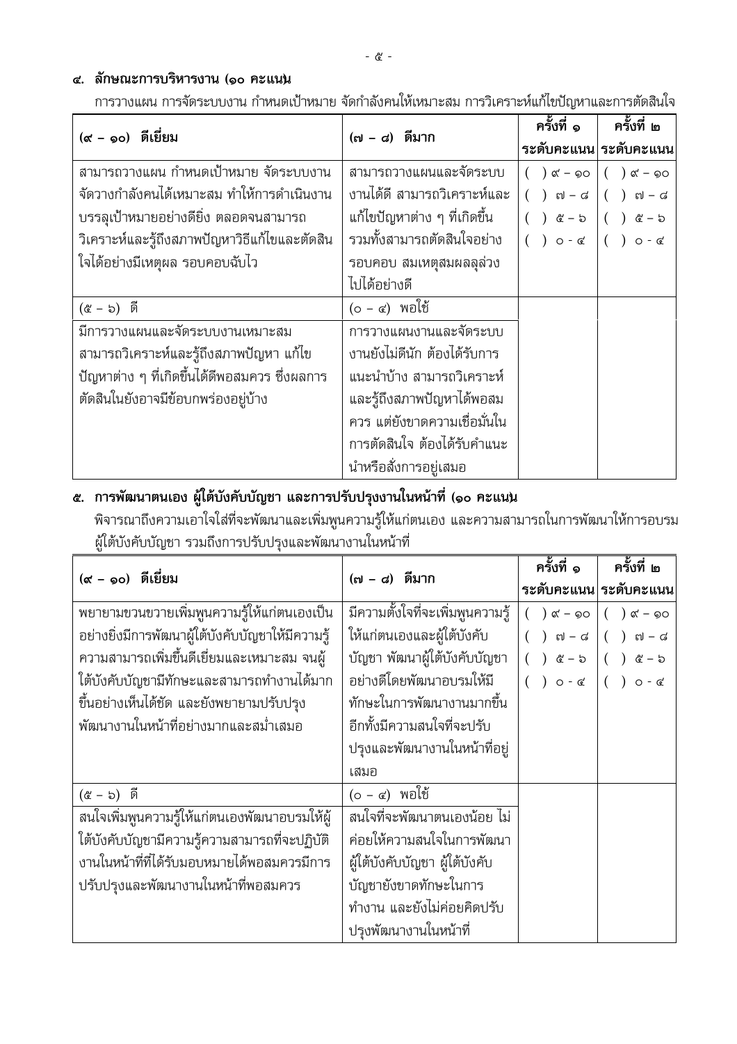## ๔. ลักษณะการบริหารงาน (๑๐ คะแนน)

การวางแผน การจัดระบบงาน กำหนดเป้าหมาย จัดกำลังคนให้เหมาะสม การวิเคราะห์แก้ไขปัญหาและการตัดสินใจ

| (๙ – ๑๐) ดีเยี่ยม | (๗ – ๘) ดีมาก | ครั้งที่ ๑ ระดับคะแนน | ครั้งที่ ๒ ระดับคะแนน |
|---|---|---|---|
| สามารถวางแผน กำหนดเป้าหมาย จัดระบบงาน จัดวางกำลังคนได้เหมาะสม ทำให้การดำเนินงานบรรลุเป้าหมายอย่างดียิ่ง ตลอดจนสามารถวิเคราะห์และรู้ถึงสภาพปัญหาวิธีแก้ไขและตัดสินใจได้อย่างมีเหตุผล รอบคอบฉับไว | สามารถวางแผนและจัดระบบงานได้ดี สามารถวิเคราะห์และแก้ไขปัญหาต่าง ๆ ที่เกิดขึ้น รวมทั้งสามารถตัดสินใจอย่างรอบคอบ สมเหตุสมผลลุล่วงไปได้อย่างดี | ( ) ๙ – ๑๐<br>( ) ๗ – ๘<br>( ) ๕ – ๖<br>( ) ๐ - ๔ | ( ) ๙ – ๑๐<br>( ) ๗ – ๘<br>( ) ๕ – ๖<br>( ) ๐ - ๔ |
| (๕ – ๖) ดี | (๐ – ๔) พอใช้ | | |
| มีการวางแผนและจัดระบบงานเหมาะสม สามารถวิเคราะห์และรู้ถึงสภาพปัญหา แก้ไขปัญหาต่าง ๆ ที่เกิดขึ้นได้ดีพอสมควร ซึ่งผลการตัดสินใจยังอาจมีข้อบกพร่องอยู่บ้าง | การวางแผนงานและจัดระบบงานยังไม่ดีนัก ต้องได้รับการแนะนำบ้าง สามารถวิเคราะห์และรู้ถึงสภาพปัญหาได้พอสมควร แต่ยังขาดความเชื่อมั่นในการตัดสินใจ ต้องได้รับคำแนะนำหรือสั่งการอยู่เสมอ | | |

## ๕. การพัฒนาตนเอง ผู้ใต้บังคับบัญชา และการปรับปรุงงานในหน้าที่ (๑๐ คะแนน)

พิจารณาถึงความเอาใจใส่ที่จะพัฒนาและเพิ่มพูนความรู้ให้แก่ตนเอง และความสามารถในการพัฒนาให้การอบรมผู้ใต้บังคับบัญชา รวมถึงการปรับปรุงและพัฒนางานในหน้าที่

| (๙ – ๑๐) ดีเยี่ยม | (๗ – ๘) ดีมาก | ครั้งที่ ๑ ระดับคะแนน | ครั้งที่ ๒ ระดับคะแนน |
|---|---|---|---|
| พยายามขวนขวายเพิ่มพูนความรู้ให้แก่ตนเองเป็นอย่างยิ่งมีการพัฒนาผู้ใต้บังคับบัญชาให้มีความรู้ความสามารถเพิ่มขึ้นดีเยี่ยมและเหมาะสม จนผู้ใต้บังคับบัญชามีทักษะและสามารถทำงานได้มากขึ้นอย่างเห็นได้ชัด และยังพยายามปรับปรุงพัฒนางานในหน้าที่อย่างมากและสม่ำเสมอ | มีความตั้งใจที่จะเพิ่มพูนความรู้ให้แก่ตนเองและผู้ใต้บังคับบัญชา พัฒนาผู้ใต้บังคับบัญชาอย่างดีโดยพัฒนาอบรมให้มีทักษะในการพัฒนางานมากขึ้น อีกทั้งมีความสนใจที่จะปรับปรุงและพัฒนางานในหน้าที่อยู่เสมอ | ( ) ๙ – ๑๐<br>( ) ๗ – ๘<br>( ) ๕ – ๖<br>( ) ๐ - ๔ | ( ) ๙ – ๑๐<br>( ) ๗ – ๘<br>( ) ๕ – ๖<br>( ) ๐ - ๔ |
| (๕ – ๖) ดี | (๐ – ๔) พอใช้ | | |
| สนใจเพิ่มพูนความรู้ให้แก่ตนเองพัฒนาอบรมให้ผู้ใต้บังคับบัญชามีความรู้ความสามารถที่จะปฏิบัติงานในหน้าที่ที่ได้รับมอบหมายได้พอสมควรมีการปรับปรุงและพัฒนางานในหน้าที่พอสมควร | สนใจที่จะพัฒนาตนเองน้อย ไม่ค่อยให้ความสนใจในการพัฒนาผู้ใต้บังคับบัญชา ผู้ใต้บังคับบัญชายังขาดทักษะในการทำงาน และยังไม่ค่อยคิดปรับปรุงพัฒนางานในหน้าที่ | | |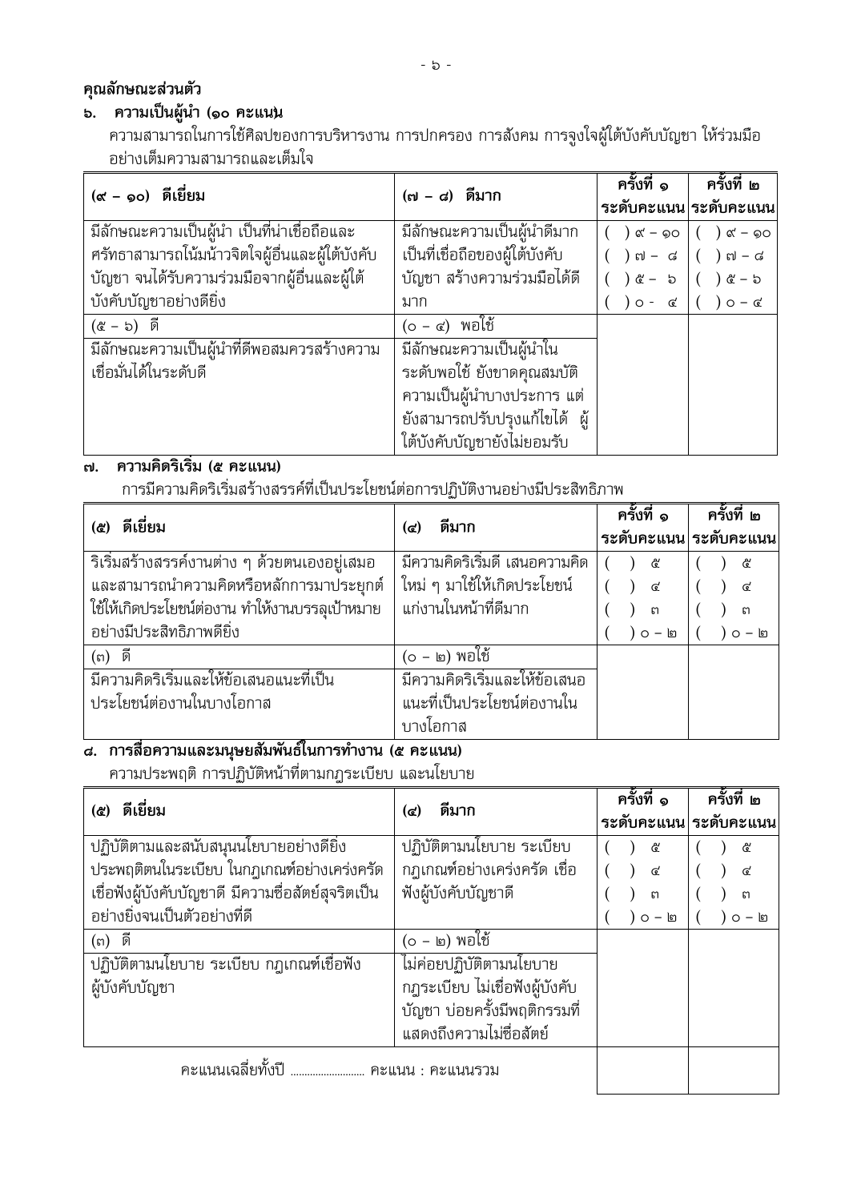**คุณลักษณะส่วนตัว**

### ๖. ความเป็นผู้นำ (๑๐ คะแนน)

ความสามารถในการใช้ศิลปของการบริหารงาน การปกครอง การสังคม การจูงใจผู้ใต้บังคับบัญชา ให้ร่วมมืออย่างเต็มความสามารถและเต็มใจ

| (๙ – ๑๐) ดีเยี่ยม | (๗ – ๘) ดีมาก | ครั้งที่ ๑ ระดับคะแนน | ครั้งที่ ๒ ระดับคะแนน |
|---|---|---|---|
| มีลักษณะความเป็นผู้นำ เป็นที่น่าเชื่อถือและศรัทธาสามารถโน้มน้าวจิตใจผู้อื่นและผู้ใต้บังคับบัญชา จนได้รับความร่วมมือจากผู้อื่นและผู้ใต้บังคับบัญชาอย่างดียิ่ง | มีลักษณะความเป็นผู้นำดีมาก เป็นที่เชื่อถือของผู้ใต้บังคับบัญชา สร้างความร่วมมือได้ดีมาก | ( ) ๙ – ๑๐<br>( ) ๗ – ๘<br>( ) ๕ – ๖<br>( ) ๐ - ๔ | ( ) ๙ – ๑๐<br>( ) ๗ – ๘<br>( ) ๕ – ๖<br>( ) ๐ – ๔ |
| (๕ – ๖) ดี | (๐ – ๔) พอใช้ | | |
| มีลักษณะความเป็นผู้นำที่ดีพอสมควรสร้างความเชื่อมั่นได้ในระดับดี | มีลักษณะความเป็นผู้นำในระดับพอใช้ ยังขาดคุณสมบัติความเป็นผู้นำบางประการ แต่ยังสามารถปรับปรุงแก้ไขได้ ผู้ใต้บังคับบัญชายังไม่ยอมรับ | | |

### ๗. ความคิดริเริ่ม (๕ คะแนน)

การมีความคิดริเริ่มสร้างสรรค์ที่เป็นประโยชน์ต่อการปฏิบัติงานอย่างมีประสิทธิภาพ

| (๕) ดีเยี่ยม | (๔) ดีมาก | ครั้งที่ ๑ ระดับคะแนน | ครั้งที่ ๒ ระดับคะแนน |
|---|---|---|---|
| ริเริ่มสร้างสรรค์งานต่าง ๆ ด้วยตนเองอยู่เสมอ และสามารถนำความคิดหรือหลักการมาประยุกต์ใช้ให้เกิดประโยชน์ต่องาน ทำให้งานบรรลุเป้าหมายอย่างมีประสิทธิภาพดียิ่ง | มีความคิดริเริ่มดี เสนอความคิดใหม่ ๆ มาใช้ให้เกิดประโยชน์แก่งานในหน้าที่ดีมาก | ( ) ๕<br>( ) ๔<br>( ) ๓<br>( ) ๐ – ๒ | ( ) ๕<br>( ) ๔<br>( ) ๓<br>( ) ๐ – ๒ |
| (๓) ดี | (๐ – ๒) พอใช้ | | |
| มีความคิดริเริ่มและให้ข้อเสนอแนะที่เป็นประโยชน์ต่องานในบางโอกาส | มีความคิดริเริ่มและให้ข้อเสนอแนะที่เป็นประโยชน์ต่องานในบางโอกาส | | |

### ๘. การสื่อความและมนุษยสัมพันธ์ในการทำงาน (๕ คะแนน)

ความประพฤติ การปฏิบัติหน้าที่ตามกฎระเบียบ และนโยบาย

| (๕) ดีเยี่ยม | (๔) ดีมาก | ครั้งที่ ๑ ระดับคะแนน | ครั้งที่ ๒ ระดับคะแนน |
|---|---|---|---|
| ปฏิบัติตามและสนับสนุนนโยบายอย่างดียิ่ง ประพฤติตนในระเบียบ ในกฎเกณฑ์อย่างเคร่งครัด เชื่อฟังผู้บังคับบัญชาดี มีความซื่อสัตย์สุจริตเป็นอย่างยิ่งจนเป็นตัวอย่างที่ดี | ปฏิบัติตามนโยบาย ระเบียบ กฎเกณฑ์อย่างเคร่งครัด เชื่อฟังผู้บังคับบัญชาดี | ( ) ๕<br>( ) ๔<br>( ) ๓<br>( ) ๐ – ๒ | ( ) ๕<br>( ) ๔<br>( ) ๓<br>( ) ๐ – ๒ |
| (๓) ดี | (๐ – ๒) พอใช้ | | |
| ปฏิบัติตามนโยบาย ระเบียบ กฎเกณฑ์เชื่อฟังผู้บังคับบัญชา | ไม่ค่อยปฏิบัติตามนโยบาย กฎระเบียบ ไม่เชื่อฟังผู้บังคับบัญชา บ่อยครั้งมีพฤติกรรมที่แสดงถึงความไม่ซื่อสัตย์ | | |
| คะแนนเฉลี่ยทั้งปี .......................... คะแนน : คะแนนรวม | | | |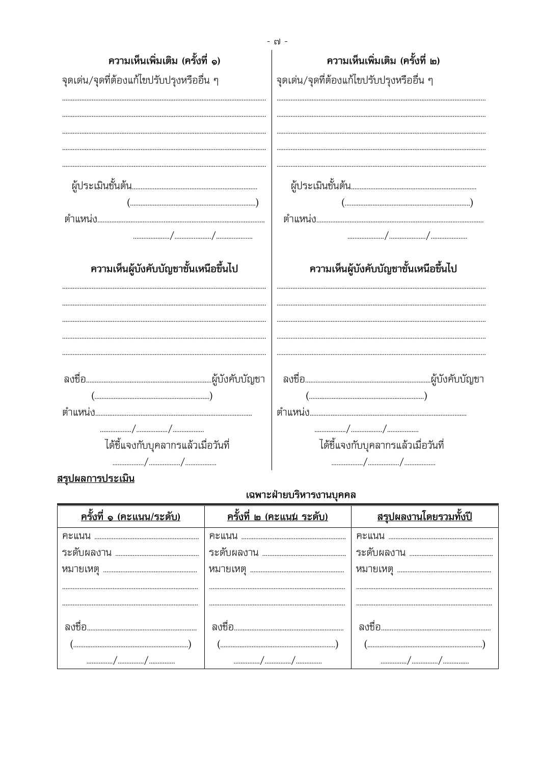## ความเห็นเพิ่มเติม (ครั้งที่ ๑)

จุดเด่น/จุดที่ต้องแก้ไขปรับปรุงหรืออื่น ๆ

..................................................................................................................

..................................................................................................................

..................................................................................................................

..................................................................................................................

..................................................................................................................

ผู้ประเมินชั้นต้น......................................................................

(.......................................................................)

ตำแหน่ง..............................................................................................

....................../....................../......................

## ความเห็นผู้บังคับบัญชาชั้นเหนือขึ้นไป

..................................................................................................................

..................................................................................................................

..................................................................................................................

..................................................................................................................

..................................................................................................................

ลงชื่อ.......................................................................ผู้บังคับบัญชา

(.................................................................)

ตำแหน่ง.......................................................................................

................../................../..................

ได้ชี้แจงกับบุคลากรแล้วเมื่อวันที่

................../................../..................

## ความเห็นเพิ่มเติม (ครั้งที่ ๒)

จุดเด่น/จุดที่ต้องแก้ไขปรับปรุงหรืออื่น ๆ

..................................................................................................................

..................................................................................................................

..................................................................................................................

..................................................................................................................

..................................................................................................................

ผู้ประเมินชั้นต้น......................................................................

(.......................................................................)

ตำแหน่ง..............................................................................................

....................../....................../......................

## ความเห็นผู้บังคับบัญชาชั้นเหนือขึ้นไป

..................................................................................................................

..................................................................................................................

..................................................................................................................

..................................................................................................................

..................................................................................................................

ลงชื่อ.......................................................................ผู้บังคับบัญชา

(.................................................................)

ตำแหน่ง.......................................................................................

................../................../..................

ได้ชี้แจงกับบุคลากรแล้วเมื่อวันที่

................../................../..................

**สรุปผลการประเมิน**

**เฉพาะฝ่ายบริหารงานบุคคล**

| ครั้งที่ ๑ (คะแนน/ระดับ) | ครั้งที่ ๒ (คะแนน/ ระดับ) | สรุปผลงานโดยรวมทั้งปี |
|---|---|---|
| คะแนน ........................................................ | คะแนน ........................................................ | คะแนน ........................................................ |
| ระดับผลงาน ............................................. | ระดับผลงาน ............................................. | ระดับผลงาน ............................................. |
| หมายเหตุ .................................................. | หมายเหตุ .................................................. | หมายเหตุ .................................................. |
| ............................................................... | ............................................................... | ............................................................... |
| ............................................................... | ............................................................... | ............................................................... |
| ลงชื่อ.............................................................. | ลงชื่อ.............................................................. | ลงชื่อ.............................................................. |
| (.................................................................) | (.................................................................) | (.................................................................) |
| ............../............../.............. | ............../............../.............. | ............../............../.............. |